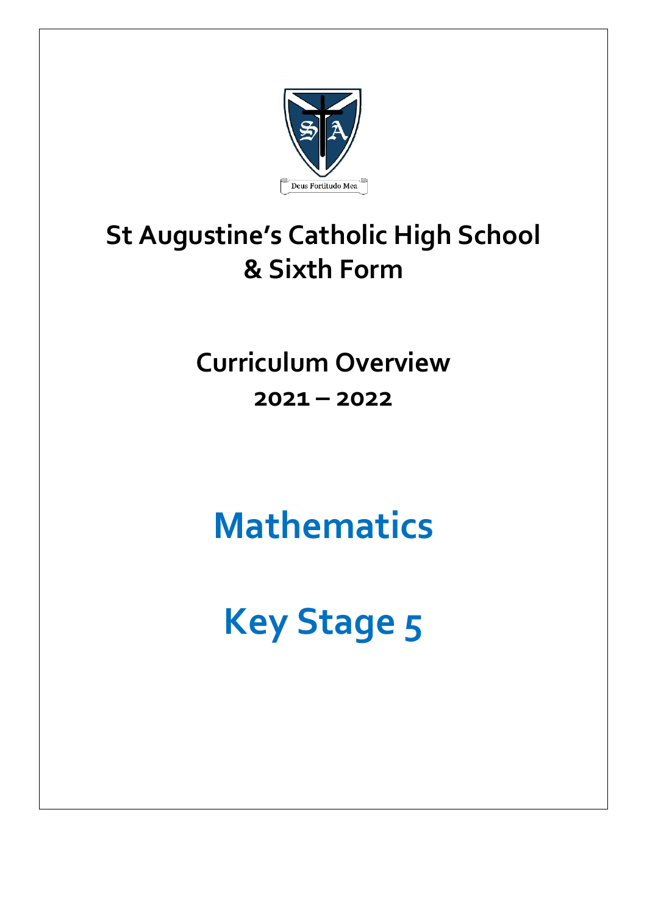# St Augustine's Catholic High School & Sixth Form

## Curriculum Overview

## 2021 – 2022

# Mathematics

# Key Stage 5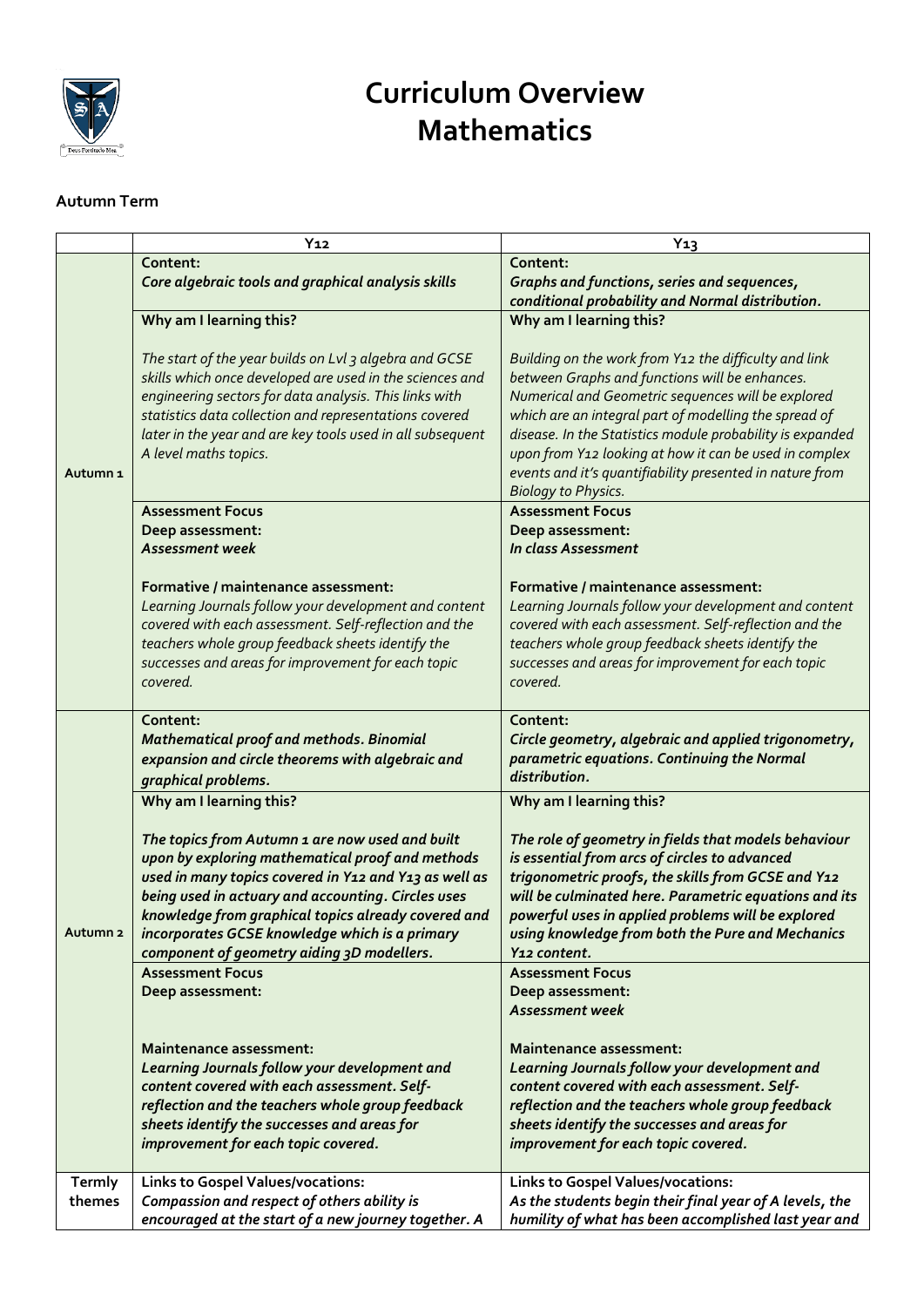# Curriculum Overview
# Mathematics

**Autumn Term**

| | Y12 | Y13 |
|---|---|---|
| Autumn 1 | **Content:**<br>***Core algebraic tools and graphical analysis skills***<br><br>**Why am I learning this?**<br><br>*The start of the year builds on Lvl 3 algebra and GCSE skills which once developed are used in the sciences and engineering sectors for data analysis. This links with statistics data collection and representations covered later in the year and are key tools used in all subsequent A level maths topics.*<br><br>**Assessment Focus**<br>**Deep assessment:**<br>***Assessment week***<br><br>**Formative / maintenance assessment:**<br>*Learning Journals follow your development and content covered with each assessment. Self-reflection and the teachers whole group feedback sheets identify the successes and areas for improvement for each topic covered.* | **Content:**<br>***Graphs and functions, series and sequences, conditional probability and Normal distribution.***<br><br>**Why am I learning this?**<br><br>*Building on the work from Y12 the difficulty and link between Graphs and functions will be enhances. Numerical and Geometric sequences will be explored which are an integral part of modelling the spread of disease. In the Statistics module probability is expanded upon from Y12 looking at how it can be used in complex events and it's quantifiability presented in nature from Biology to Physics.*<br><br>**Assessment Focus**<br>**Deep assessment:**<br>***In class Assessment***<br><br>**Formative / maintenance assessment:**<br>*Learning Journals follow your development and content covered with each assessment. Self-reflection and the teachers whole group feedback sheets identify the successes and areas for improvement for each topic covered.* |
| Autumn 2 | **Content:**<br>***Mathematical proof and methods. Binomial expansion and circle theorems with algebraic and graphical problems.***<br><br>**Why am I learning this?**<br><br>***The topics from Autumn 1 are now used and built upon by exploring mathematical proof and methods used in many topics covered in Y12 and Y13 as well as being used in actuary and accounting. Circles uses knowledge from graphical topics already covered and incorporates GCSE knowledge which is a primary component of geometry aiding 3D modellers.***<br><br>**Assessment Focus**<br>**Deep assessment:**<br><br>**Maintenance assessment:**<br>***Learning Journals follow your development and content covered with each assessment. Self-reflection and the teachers whole group feedback sheets identify the successes and areas for improvement for each topic covered.*** | **Content:**<br>***Circle geometry, algebraic and applied trigonometry, parametric equations. Continuing the Normal distribution.***<br><br>**Why am I learning this?**<br><br>***The role of geometry in fields that models behaviour is essential from arcs of circles to advanced trigonometric proofs, the skills from GCSE and Y12 will be culminated here. Parametric equations and its powerful uses in applied problems will be explored using knowledge from both the Pure and Mechanics Y12 content.***<br><br>**Assessment Focus**<br>**Deep assessment:**<br>***Assessment week***<br><br>**Maintenance assessment:**<br>***Learning Journals follow your development and content covered with each assessment. Self-reflection and the teachers whole group feedback sheets identify the successes and areas for improvement for each topic covered.*** |
| Termly themes | **Links to Gospel Values/vocations:**<br>***Compassion and respect of others ability is encouraged at the start of a new journey together. A*** | **Links to Gospel Values/vocations:**<br>***As the students begin their final year of A levels, the humility of what has been accomplished last year and*** |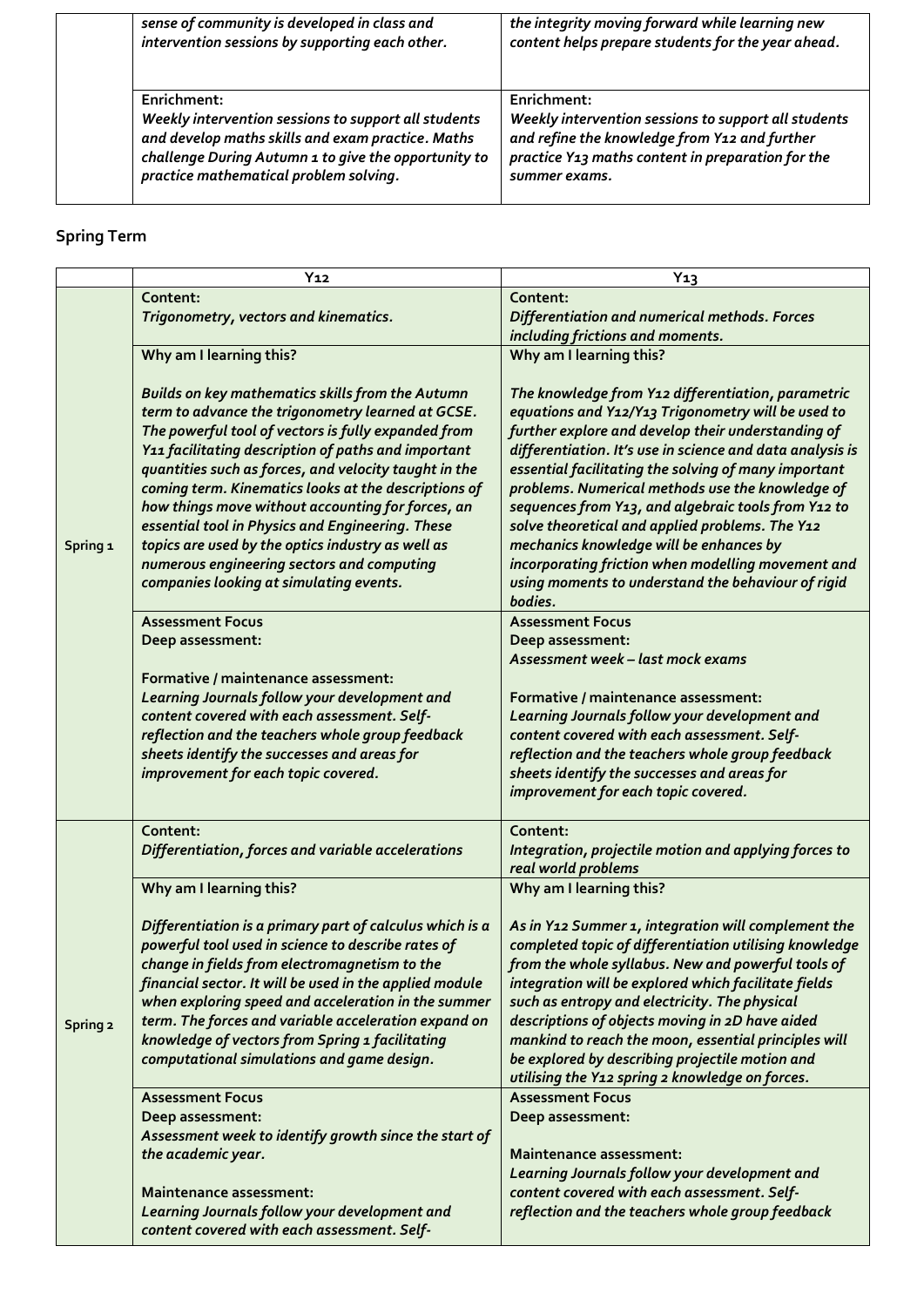| | | |
|---|---|---|
| | *sense of community is developed in class and intervention sessions by supporting each other.* | *the integrity moving forward while learning new content helps prepare students for the year ahead.* |
| | **Enrichment:** *Weekly intervention sessions to support all students and develop maths skills and exam practice. Maths challenge During Autumn 1 to give the opportunity to practice mathematical problem solving.* | **Enrichment:** *Weekly intervention sessions to support all students and refine the knowledge from Y12 and further practice Y13 maths content in preparation for the summer exams.* |

## Spring Term

| | Y12 | Y13 |
|---|---|---|
| Spring 1 | **Content:** *Trigonometry, vectors and kinematics.* | **Content:** *Differentiation and numerical methods. Forces including frictions and moments.* |
| | **Why am I learning this?** *Builds on key mathematics skills from the Autumn term to advance the trigonometry learned at GCSE. The powerful tool of vectors is fully expanded from Y11 facilitating description of paths and important quantities such as forces, and velocity taught in the coming term. Kinematics looks at the descriptions of how things move without accounting for forces, an essential tool in Physics and Engineering. These topics are used by the optics industry as well as numerous engineering sectors and computing companies looking at simulating events.* | **Why am I learning this?** *The knowledge from Y12 differentiation, parametric equations and Y12/Y13 Trigonometry will be used to further explore and develop their understanding of differentiation. It's use in science and data analysis is essential facilitating the solving of many important problems. Numerical methods use the knowledge of sequences from Y13, and algebraic tools from Y12 to solve theoretical and applied problems. The Y12 mechanics knowledge will be enhances by incorporating friction when modelling movement and using moments to understand the behaviour of rigid bodies.* |
| | **Assessment Focus** **Deep assessment:** **Formative / maintenance assessment:** *Learning Journals follow your development and content covered with each assessment. Self-reflection and the teachers whole group feedback sheets identify the successes and areas for improvement for each topic covered.* | **Assessment Focus** **Deep assessment:** *Assessment week – last mock exams* **Formative / maintenance assessment:** *Learning Journals follow your development and content covered with each assessment. Self-reflection and the teachers whole group feedback sheets identify the successes and areas for improvement for each topic covered.* |
| Spring 2 | **Content:** *Differentiation, forces and variable accelerations* | **Content:** *Integration, projectile motion and applying forces to real world problems* |
| | **Why am I learning this?** *Differentiation is a primary part of calculus which is a powerful tool used in science to describe rates of change in fields from electromagnetism to the financial sector. It will be used in the applied module when exploring speed and acceleration in the summer term. The forces and variable acceleration expand on knowledge of vectors from Spring 1 facilitating computational simulations and game design.* | **Why am I learning this?** *As in Y12 Summer 1, integration will complement the completed topic of differentiation utilising knowledge from the whole syllabus. New and powerful tools of integration will be explored which facilitate fields such as entropy and electricity. The physical descriptions of objects moving in 2D have aided mankind to reach the moon, essential principles will be explored by describing projectile motion and utilising the Y12 spring 2 knowledge on forces.* |
| | **Assessment Focus** **Deep assessment:** *Assessment week to identify growth since the start of the academic year.* **Maintenance assessment:** *Learning Journals follow your development and content covered with each assessment. Self-* | **Assessment Focus** **Deep assessment:** **Maintenance assessment:** *Learning Journals follow your development and content covered with each assessment. Self-reflection and the teachers whole group feedback* |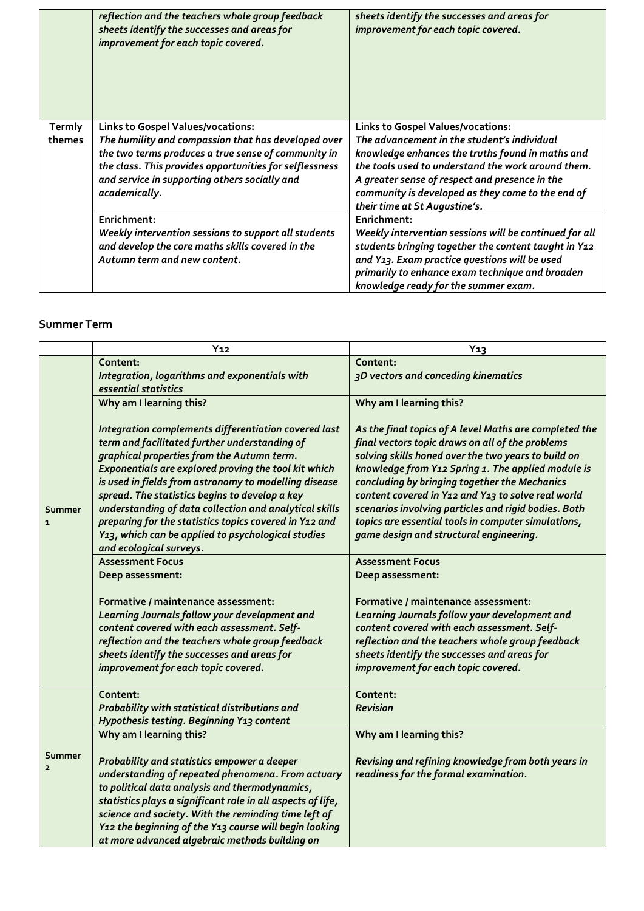| | | |
|---|---|---|
| | ***reflection and the teachers whole group feedback sheets identify the successes and areas for improvement for each topic covered.*** | ***sheets identify the successes and areas for improvement for each topic covered.*** |
| **Termly themes** | **Links to Gospel Values/vocations:** ***The humility and compassion that has developed over the two terms produces a true sense of community in the class. This provides opportunities for selflessness and service in supporting others socially and academically.*** | **Links to Gospel Values/vocations:** ***The advancement in the student's individual knowledge enhances the truths found in maths and the tools used to understand the work around them. A greater sense of respect and presence in the community is developed as they come to the end of their time at St Augustine's.*** |
| | **Enrichment:** ***Weekly intervention sessions to support all students and develop the core maths skills covered in the Autumn term and new content.*** | **Enrichment:** ***Weekly intervention sessions will be continued for all students bringing together the content taught in Y12 and Y13. Exam practice questions will be used primarily to enhance exam technique and broaden knowledge ready for the summer exam.*** |

## Summer Term

| | Y12 | Y13 |
|---|---|---|
| **Summer 1** | **Content:** ***Integration, logarithms and exponentials with essential statistics*** | **Content:** ***3D vectors and conceding kinematics*** |
| | **Why am I learning this?** ***Integration complements differentiation covered last term and facilitated further understanding of graphical properties from the Autumn term. Exponentials are explored proving the tool kit which is used in fields from astronomy to modelling disease spread. The statistics begins to develop a key understanding of data collection and analytical skills preparing for the statistics topics covered in Y12 and Y13, which can be applied to psychological studies and ecological surveys.*** | **Why am I learning this?** ***As the final topics of A level Maths are completed the final vectors topic draws on all of the problems solving skills honed over the two years to build on knowledge from Y12 Spring 1. The applied module is concluding by bringing together the Mechanics content covered in Y12 and Y13 to solve real world scenarios involving particles and rigid bodies. Both topics are essential tools in computer simulations, game design and structural engineering.*** |
| | **Assessment Focus** **Deep assessment:** **Formative / maintenance assessment:** ***Learning Journals follow your development and content covered with each assessment. Self-reflection and the teachers whole group feedback sheets identify the successes and areas for improvement for each topic covered.*** | **Assessment Focus** **Deep assessment:** **Formative / maintenance assessment:** ***Learning Journals follow your development and content covered with each assessment. Self-reflection and the teachers whole group feedback sheets identify the successes and areas for improvement for each topic covered.*** |
| **Summer 2** | **Content:** ***Probability with statistical distributions and Hypothesis testing. Beginning Y13 content*** | **Content:** ***Revision*** |
| | **Why am I learning this?** ***Probability and statistics empower a deeper understanding of repeated phenomena. From actuary to political data analysis and thermodynamics, statistics plays a significant role in all aspects of life, science and society. With the reminding time left of Y12 the beginning of the Y13 course will begin looking at more advanced algebraic methods building on*** | **Why am I learning this?** ***Revising and refining knowledge from both years in readiness for the formal examination.*** |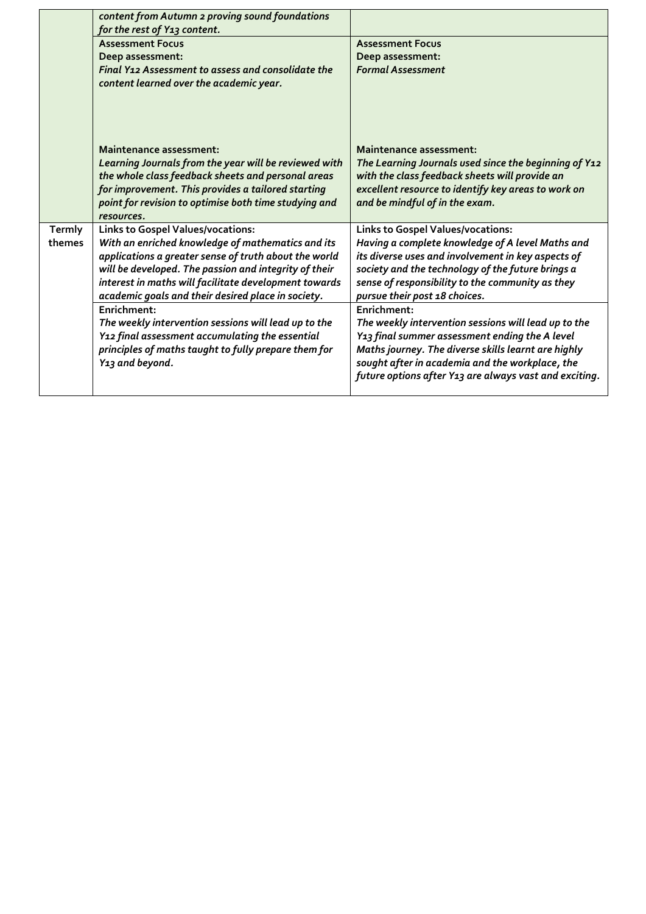| | | |
|---|---|---|
| | *content from Autumn 2 proving sound foundations for the rest of Y13 content.* | |
| | **Assessment Focus**<br>**Deep assessment:**<br>***Final Y12 Assessment to assess and consolidate the content learned over the academic year.***<br><br>**Maintenance assessment:**<br>***Learning Journals from the year will be reviewed with the whole class feedback sheets and personal areas for improvement. This provides a tailored starting point for revision to optimise both time studying and resources.*** | **Assessment Focus**<br>**Deep assessment:**<br>***Formal Assessment***<br><br>**Maintenance assessment:**<br>***The Learning Journals used since the beginning of Y12 with the class feedback sheets will provide an excellent resource to identify key areas to work on and be mindful of in the exam.*** |
| **Termly themes** | **Links to Gospel Values/vocations:**<br>***With an enriched knowledge of mathematics and its applications a greater sense of truth about the world will be developed. The passion and integrity of their interest in maths will facilitate development towards academic goals and their desired place in society.*** | **Links to Gospel Values/vocations:**<br>***Having a complete knowledge of A level Maths and its diverse uses and involvement in key aspects of society and the technology of the future brings a sense of responsibility to the community as they pursue their post 18 choices.*** |
| | **Enrichment:**<br>***The weekly intervention sessions will lead up to the Y12 final assessment accumulating the essential principles of maths taught to fully prepare them for Y13 and beyond.*** | **Enrichment:**<br>***The weekly intervention sessions will lead up to the Y13 final summer assessment ending the A level Maths journey. The diverse skills learnt are highly sought after in academia and the workplace, the future options after Y13 are always vast and exciting.*** |